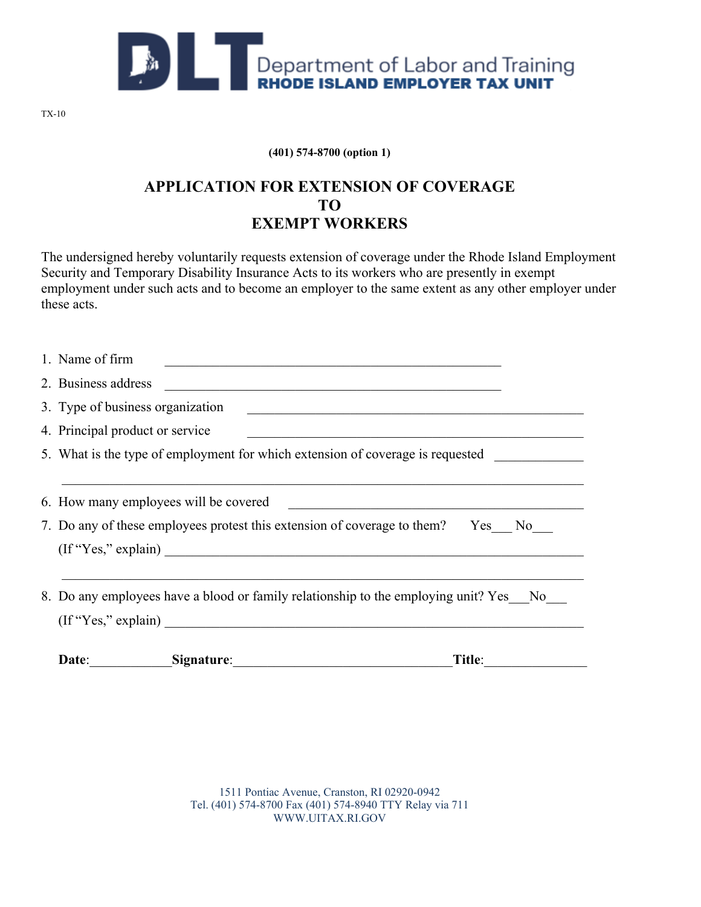Department of Labor and Training
**RHODE ISLAND EMPLOYER TAX UNIT**

TX-10

**(401) 574-8700 (option 1)**

# APPLICATION FOR EXTENSION OF COVERAGE TO EXEMPT WORKERS

The undersigned hereby voluntarily requests extension of coverage under the Rhode Island Employment Security and Temporary Disability Insurance Acts to its workers who are presently in exempt employment under such acts and to become an employer to the same extent as any other employer under these acts.

1. Name of firm \_\_\_\_\_\_\_\_\_\_\_\_\_\_\_\_\_\_\_\_\_\_\_\_\_\_\_\_\_\_\_\_\_\_\_\_\_\_\_\_\_\_\_\_\_\_\_\_
2. Business address \_\_\_\_\_\_\_\_\_\_\_\_\_\_\_\_\_\_\_\_\_\_\_\_\_\_\_\_\_\_\_\_\_\_\_\_\_\_\_\_\_\_\_\_\_\_\_\_
3. Type of business organization \_\_\_\_\_\_\_\_\_\_\_\_\_\_\_\_\_\_\_\_\_\_\_\_\_\_\_\_\_\_\_\_\_\_\_\_\_\_\_\_\_\_\_\_\_\_\_\_
4. Principal product or service \_\_\_\_\_\_\_\_\_\_\_\_\_\_\_\_\_\_\_\_\_\_\_\_\_\_\_\_\_\_\_\_\_\_\_\_\_\_\_\_\_\_\_\_\_\_\_\_
5. What is the type of employment for which extension of coverage is requested \_\_\_\_\_\_\_\_\_\_\_\_\_

   \_\_\_\_\_\_\_\_\_\_\_\_\_\_\_\_\_\_\_\_\_\_\_\_\_\_\_\_\_\_\_\_\_\_\_\_\_\_\_\_\_\_\_\_\_\_\_\_\_\_\_\_\_\_\_\_\_\_\_\_\_\_\_\_\_\_\_\_\_\_\_\_\_\_
6. How many employees will be covered \_\_\_\_\_\_\_\_\_\_\_\_\_\_\_\_\_\_\_\_\_\_\_\_\_\_\_\_\_\_\_\_\_\_\_\_\_\_\_\_\_\_\_\_
7. Do any of these employees protest this extension of coverage to them? Yes\_\_\_ No\_\_\_

   (If "Yes," explain) \_\_\_\_\_\_\_\_\_\_\_\_\_\_\_\_\_\_\_\_\_\_\_\_\_\_\_\_\_\_\_\_\_\_\_\_\_\_\_\_\_\_\_\_\_\_\_\_\_\_\_\_\_\_\_\_\_\_\_\_\_\_

   \_\_\_\_\_\_\_\_\_\_\_\_\_\_\_\_\_\_\_\_\_\_\_\_\_\_\_\_\_\_\_\_\_\_\_\_\_\_\_\_\_\_\_\_\_\_\_\_\_\_\_\_\_\_\_\_\_\_\_\_\_\_\_\_\_\_\_\_\_\_\_\_\_\_
8. Do any employees have a blood or family relationship to the employing unit? Yes\_\_\_No\_\_\_

   (If "Yes," explain) \_\_\_\_\_\_\_\_\_\_\_\_\_\_\_\_\_\_\_\_\_\_\_\_\_\_\_\_\_\_\_\_\_\_\_\_\_\_\_\_\_\_\_\_\_\_\_\_\_\_\_\_\_\_\_\_\_\_\_\_\_\_

**Date**:\_\_\_\_\_\_\_\_\_\_\_\_ **Signature**:\_\_\_\_\_\_\_\_\_\_\_\_\_\_\_\_\_\_\_\_\_\_\_\_\_\_\_\_\_\_\_\_\_ **Title**:\_\_\_\_\_\_\_\_\_\_\_\_\_\_\_

1511 Pontiac Avenue, Cranston, RI 02920-0942
Tel. (401) 574-8700 Fax (401) 574-8940 TTY Relay via 711
WWW.UITAX.RI.GOV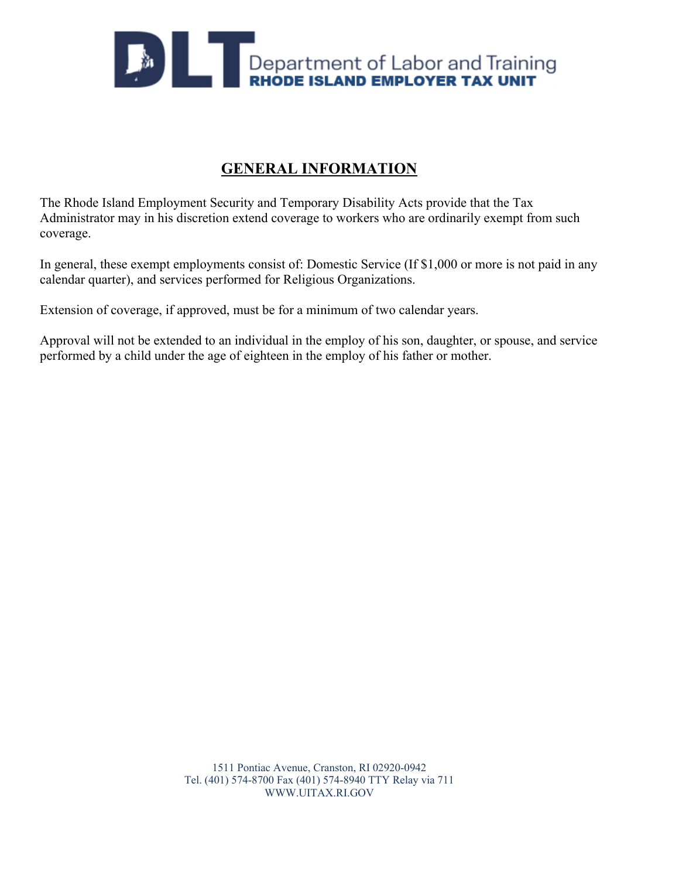# GENERAL INFORMATION

The Rhode Island Employment Security and Temporary Disability Acts provide that the Tax Administrator may in his discretion extend coverage to workers who are ordinarily exempt from such coverage.

In general, these exempt employments consist of: Domestic Service (If $1,000 or more is not paid in any calendar quarter), and services performed for Religious Organizations.

Extension of coverage, if approved, must be for a minimum of two calendar years.

Approval will not be extended to an individual in the employ of his son, daughter, or spouse, and service performed by a child under the age of eighteen in the employ of his father or mother.